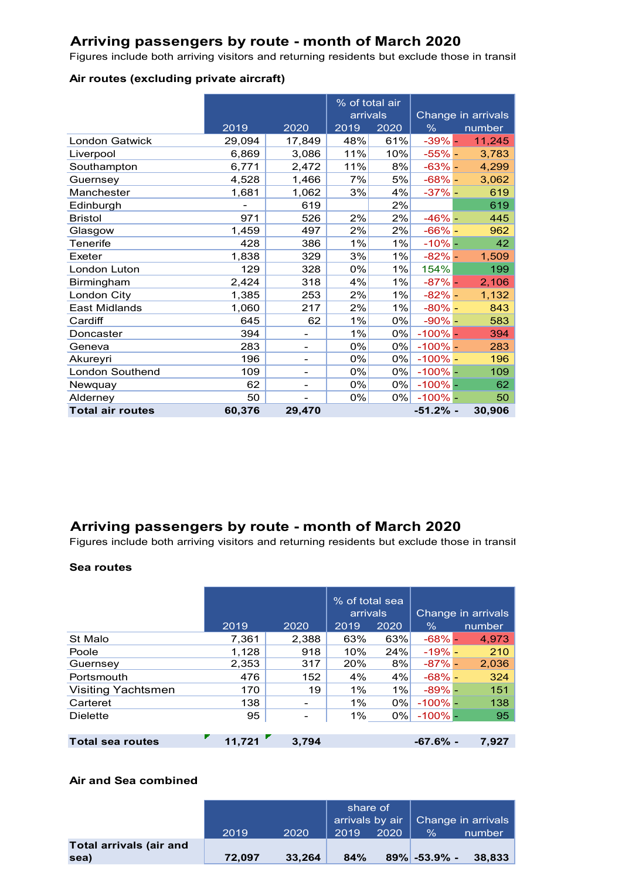## Arriving passengers by route - month of March 2020

Figures include both arriving visitors and returning residents but exclude those in transit

### Air routes (excluding private aircraft)

| | 2019 | 2020 | % of total air arrivals 2019 | % of total air arrivals 2020 | Change in arrivals % | Change in arrivals number |
|---|---|---|---|---|---|---|
| London Gatwick | 29,094 | 17,849 | 48% | 61% | -39% | - 11,245 |
| Liverpool | 6,869 | 3,086 | 11% | 10% | -55% | - 3,783 |
| Southampton | 6,771 | 2,472 | 11% | 8% | -63% | - 4,299 |
| Guernsey | 4,528 | 1,466 | 7% | 5% | -68% | - 3,062 |
| Manchester | 1,681 | 1,062 | 3% | 4% | -37% | - 619 |
| Edinburgh | - | 619 | | 2% | | 619 |
| Bristol | 971 | 526 | 2% | 2% | -46% | - 445 |
| Glasgow | 1,459 | 497 | 2% | 2% | -66% | - 962 |
| Tenerife | 428 | 386 | 1% | 1% | -10% | - 42 |
| Exeter | 1,838 | 329 | 3% | 1% | -82% | - 1,509 |
| London Luton | 129 | 328 | 0% | 1% | 154% | 199 |
| Birmingham | 2,424 | 318 | 4% | 1% | -87% | - 2,106 |
| London City | 1,385 | 253 | 2% | 1% | -82% | - 1,132 |
| East Midlands | 1,060 | 217 | 2% | 1% | -80% | - 843 |
| Cardiff | 645 | 62 | 1% | 0% | -90% | - 583 |
| Doncaster | 394 | - | 1% | 0% | -100% | - 394 |
| Geneva | 283 | - | 0% | 0% | -100% | - 283 |
| Akureyri | 196 | - | 0% | 0% | -100% | - 196 |
| London Southend | 109 | - | 0% | 0% | -100% | - 109 |
| Newquay | 62 | - | 0% | 0% | -100% | - 62 |
| Alderney | 50 | - | 0% | 0% | -100% | - 50 |
| **Total air routes** | **60,376** | **29,470** | | | **-51.2%** | **- 30,906** |

## Arriving passengers by route - month of March 2020

Figures include both arriving visitors and returning residents but exclude those in transit

### Sea routes

| | 2019 | 2020 | % of total sea arrivals 2019 | % of total sea arrivals 2020 | Change in arrivals % | Change in arrivals number |
|---|---|---|---|---|---|---|
| St Malo | 7,361 | 2,388 | 63% | 63% | -68% | - 4,973 |
| Poole | 1,128 | 918 | 10% | 24% | -19% | - 210 |
| Guernsey | 2,353 | 317 | 20% | 8% | -87% | - 2,036 |
| Portsmouth | 476 | 152 | 4% | 4% | -68% | - 324 |
| Visiting Yachtsmen | 170 | 19 | 1% | 1% | -89% | - 151 |
| Carteret | 138 | - | 1% | 0% | -100% | - 138 |
| Dielette | 95 | - | 1% | 0% | -100% | - 95 |
| **Total sea routes** | **11,721** | **3,794** | | | **-67.6%** | **- 7,927** |

### Air and Sea combined

| | 2019 | 2020 | share of arrivals by air 2019 | share of arrivals by air 2020 | Change in arrivals % | Change in arrivals number |
|---|---|---|---|---|---|---|
| **Total arrivals (air and sea)** | **72,097** | **33,264** | **84%** | **89%** | **-53.9%** | **- 38,833** |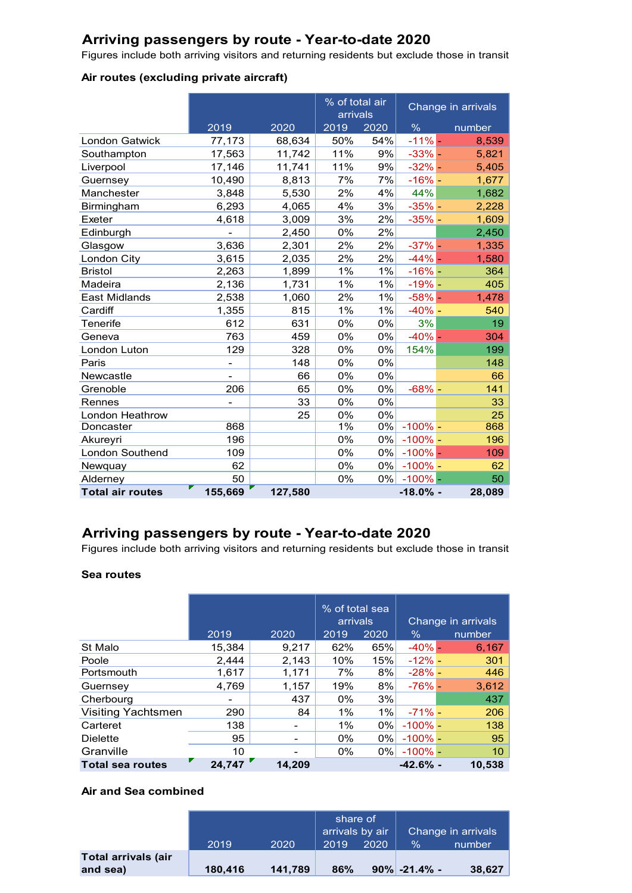## Arriving passengers by route - Year-to-date 2020

Figures include both arriving visitors and returning residents but exclude those in transit

### Air routes (excluding private aircraft)

| | | | % of total air arrivals | | Change in arrivals | |
|---|---|---|---|---|---|---|
| | 2019 | 2020 | 2019 | 2020 | % | number |
| London Gatwick | 77,173 | 68,634 | 50% | 54% | -11% | - 8,539 |
| Southampton | 17,563 | 11,742 | 11% | 9% | -33% | - 5,821 |
| Liverpool | 17,146 | 11,741 | 11% | 9% | -32% | - 5,405 |
| Guernsey | 10,490 | 8,813 | 7% | 7% | -16% | - 1,677 |
| Manchester | 3,848 | 5,530 | 2% | 4% | 44% | 1,682 |
| Birmingham | 6,293 | 4,065 | 4% | 3% | -35% | - 2,228 |
| Exeter | 4,618 | 3,009 | 3% | 2% | -35% | - 1,609 |
| Edinburgh | - | 2,450 | 0% | 2% | | 2,450 |
| Glasgow | 3,636 | 2,301 | 2% | 2% | -37% | - 1,335 |
| London City | 3,615 | 2,035 | 2% | 2% | -44% | - 1,580 |
| Bristol | 2,263 | 1,899 | 1% | 1% | -16% | - 364 |
| Madeira | 2,136 | 1,731 | 1% | 1% | -19% | - 405 |
| East Midlands | 2,538 | 1,060 | 2% | 1% | -58% | - 1,478 |
| Cardiff | 1,355 | 815 | 1% | 1% | -40% | - 540 |
| Tenerife | 612 | 631 | 0% | 0% | 3% | 19 |
| Geneva | 763 | 459 | 0% | 0% | -40% | - 304 |
| London Luton | 129 | 328 | 0% | 0% | 154% | 199 |
| Paris | - | 148 | 0% | 0% | | 148 |
| Newcastle | - | 66 | 0% | 0% | | 66 |
| Grenoble | 206 | 65 | 0% | 0% | -68% | - 141 |
| Rennes | - | 33 | 0% | 0% | | 33 |
| London Heathrow | | 25 | 0% | 0% | | 25 |
| Doncaster | 868 | | 1% | 0% | -100% | - 868 |
| Akureyri | 196 | | 0% | 0% | -100% | - 196 |
| London Southend | 109 | | 0% | 0% | -100% | - 109 |
| Newquay | 62 | | 0% | 0% | -100% | - 62 |
| Alderney | 50 | | 0% | 0% | -100% | - 50 |
| **Total air routes** | **155,669** | **127,580** | | | **-18.0%** | **- 28,089** |

## Arriving passengers by route - Year-to-date 2020

Figures include both arriving visitors and returning residents but exclude those in transit

### Sea routes

| | | | % of total sea arrivals | | Change in arrivals | |
|---|---|---|---|---|---|---|
| | 2019 | 2020 | 2019 | 2020 | % | number |
| St Malo | 15,384 | 9,217 | 62% | 65% | -40% | - 6,167 |
| Poole | 2,444 | 2,143 | 10% | 15% | -12% | - 301 |
| Portsmouth | 1,617 | 1,171 | 7% | 8% | -28% | - 446 |
| Guernsey | 4,769 | 1,157 | 19% | 8% | -76% | - 3,612 |
| Cherbourg | - | 437 | 0% | 3% | | 437 |
| Visiting Yachtsmen | 290 | 84 | 1% | 1% | -71% | - 206 |
| Carteret | 138 | - | 1% | 0% | -100% | - 138 |
| Dielette | 95 | - | 0% | 0% | -100% | - 95 |
| Granville | 10 | - | 0% | 0% | -100% | - 10 |
| **Total sea routes** | **24,747** | **14,209** | | | **-42.6%** | **- 10,538** |

### Air and Sea combined

| | | | share of arrivals by air | | Change in arrivals | |
|---|---|---|---|---|---|---|
| | 2019 | 2020 | 2019 | 2020 | % | number |
| **Total arrivals (air and sea)** | **180,416** | **141,789** | **86%** | **90%** | **-21.4%** | **- 38,627** |